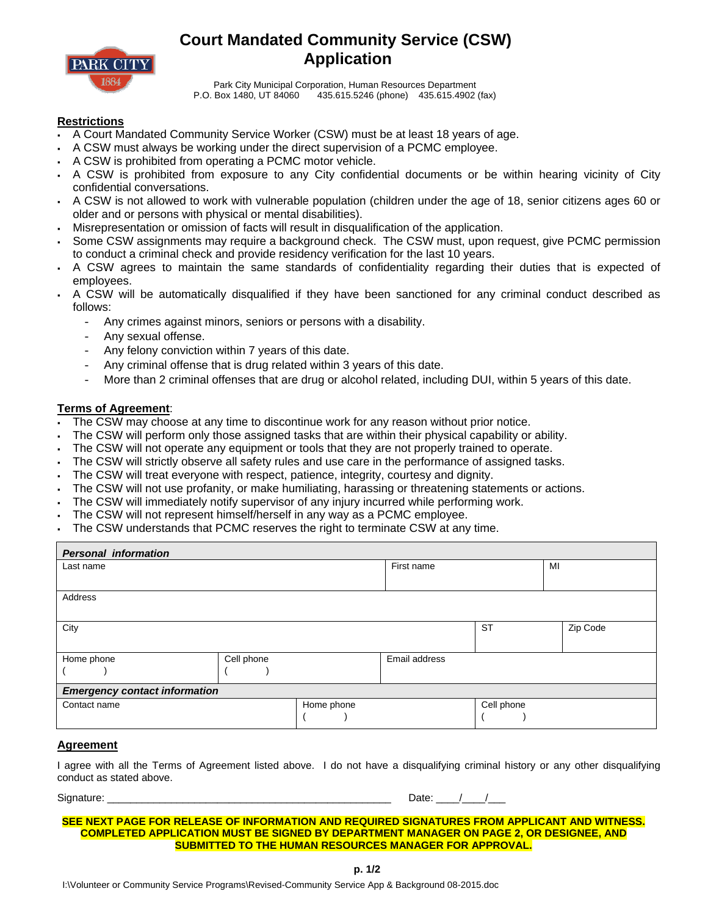# Court Mandated Community Service (CSW) Application

Park City Municipal Corporation, Human Resources Department
P.O. Box 1480, UT 84060    435.615.5246 (phone)    435.615.4902 (fax)

## Restrictions

- A Court Mandated Community Service Worker (CSW) must be at least 18 years of age.
- A CSW must always be working under the direct supervision of a PCMC employee.
- A CSW is prohibited from operating a PCMC motor vehicle.
- A CSW is prohibited from exposure to any City confidential documents or be within hearing vicinity of City confidential conversations.
- A CSW is not allowed to work with vulnerable population (children under the age of 18, senior citizens ages 60 or older and or persons with physical or mental disabilities).
- Misrepresentation or omission of facts will result in disqualification of the application.
- Some CSW assignments may require a background check. The CSW must, upon request, give PCMC permission to conduct a criminal check and provide residency verification for the last 10 years.
- A CSW agrees to maintain the same standards of confidentiality regarding their duties that is expected of employees.
- A CSW will be automatically disqualified if they have been sanctioned for any criminal conduct described as follows:
  - Any crimes against minors, seniors or persons with a disability.
  - Any sexual offense.
  - Any felony conviction within 7 years of this date.
  - Any criminal offense that is drug related within 3 years of this date.
  - More than 2 criminal offenses that are drug or alcohol related, including DUI, within 5 years of this date.

## Terms of Agreement:

- The CSW may choose at any time to discontinue work for any reason without prior notice.
- The CSW will perform only those assigned tasks that are within their physical capability or ability.
- The CSW will not operate any equipment or tools that they are not properly trained to operate.
- The CSW will strictly observe all safety rules and use care in the performance of assigned tasks.
- The CSW will treat everyone with respect, patience, integrity, courtesy and dignity.
- The CSW will not use profanity, or make humiliating, harassing or threatening statements or actions.
- The CSW will immediately notify supervisor of any injury incurred while performing work.
- The CSW will not represent himself/herself in any way as a PCMC employee.
- The CSW understands that PCMC reserves the right to terminate CSW at any time.

| ***Personal information*** | | |
|---|---|---|
| Last name | First name | MI |
| Address | | |
| City | ST | Zip Code |
| Home phone ( ) | Cell phone ( ) | Email address |
| ***Emergency contact information*** | | |
| Contact name | Home phone ( ) | Cell phone ( ) |

## Agreement

I agree with all the Terms of Agreement listed above. I do not have a disqualifying criminal history or any other disqualifying conduct as stated above.

Signature: ___________________________________________________    Date: ____/____/___

**SEE NEXT PAGE FOR RELEASE OF INFORMATION AND REQUIRED SIGNATURES FROM APPLICANT AND WITNESS. COMPLETED APPLICATION MUST BE SIGNED BY DEPARTMENT MANAGER ON PAGE 2, OR DESIGNEE, AND SUBMITTED TO THE HUMAN RESOURCES MANAGER FOR APPROVAL.**

I:\Volunteer or Community Service Programs\Revised-Community Service App & Background 08-2015.doc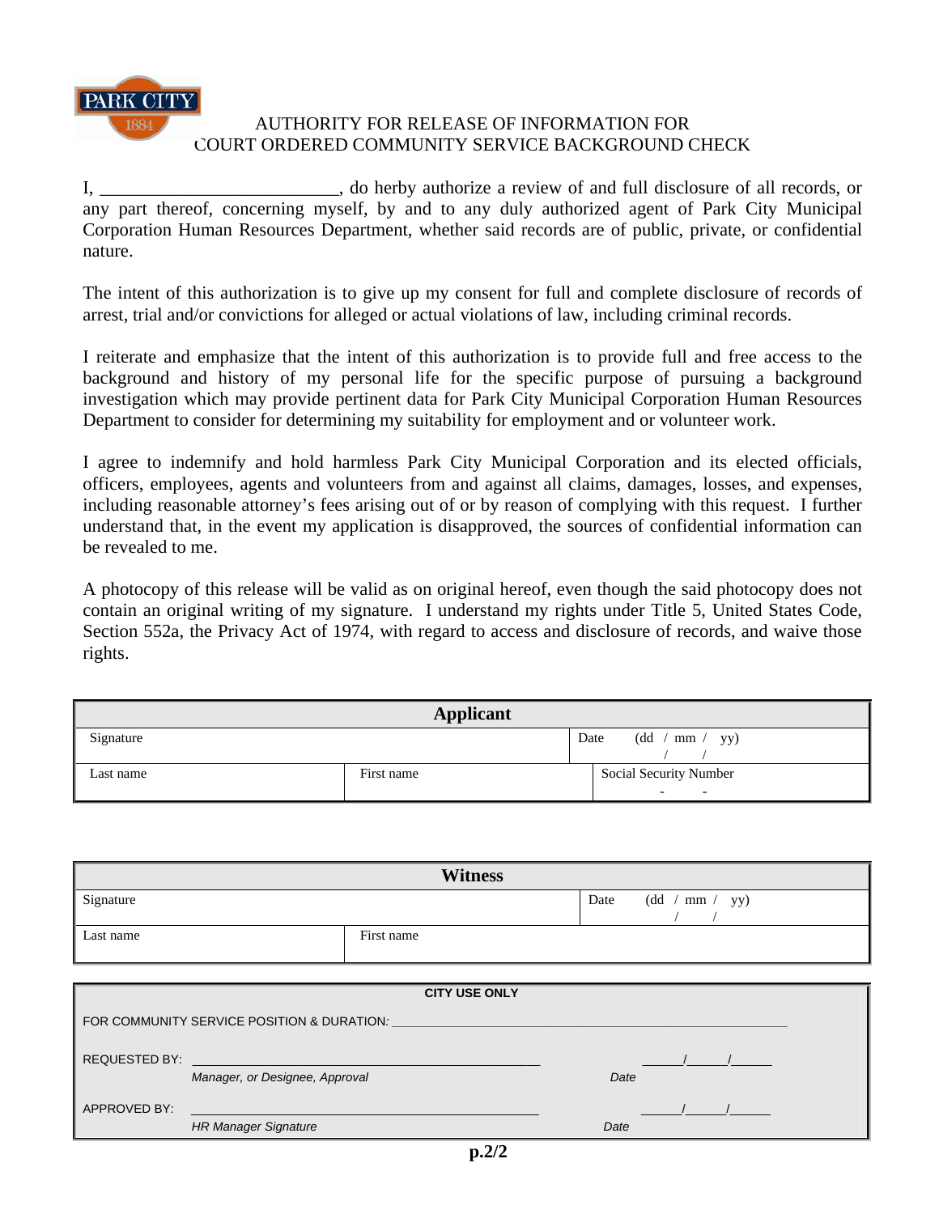PARK CITY
1884

# AUTHORITY FOR RELEASE OF INFORMATION FOR COURT ORDERED COMMUNITY SERVICE BACKGROUND CHECK

I, __________________________, do herby authorize a review of and full disclosure of all records, or any part thereof, concerning myself, by and to any duly authorized agent of Park City Municipal Corporation Human Resources Department, whether said records are of public, private, or confidential nature.

The intent of this authorization is to give up my consent for full and complete disclosure of records of arrest, trial and/or convictions for alleged or actual violations of law, including criminal records.

I reiterate and emphasize that the intent of this authorization is to provide full and free access to the background and history of my personal life for the specific purpose of pursuing a background investigation which may provide pertinent data for Park City Municipal Corporation Human Resources Department to consider for determining my suitability for employment and or volunteer work.

I agree to indemnify and hold harmless Park City Municipal Corporation and its elected officials, officers, employees, agents and volunteers from and against all claims, damages, losses, and expenses, including reasonable attorney's fees arising out of or by reason of complying with this request. I further understand that, in the event my application is disapproved, the sources of confidential information can be revealed to me.

A photocopy of this release will be valid as on original hereof, even though the said photocopy does not contain an original writing of my signature. I understand my rights under Title 5, United States Code, Section 552a, the Privacy Act of 1974, with regard to access and disclosure of records, and waive those rights.

| **Applicant** | | |
|---|---|---|
| Signature | | Date (dd / mm / yy) / / |
| Last name | First name | Social Security Number - - |

| **Witness** | | |
|---|---|---|
| Signature | | Date (dd / mm / yy) / / |
| Last name | First name | |

**CITY USE ONLY**

FOR COMMUNITY SERVICE POSITION & DURATION: ____________________________________________

REQUESTED BY: ____________________________________________ ______/______/______
*Manager, or Designee, Approval* *Date*

APPROVED BY: ____________________________________________ ______/______/______
*HR Manager Signature* *Date*